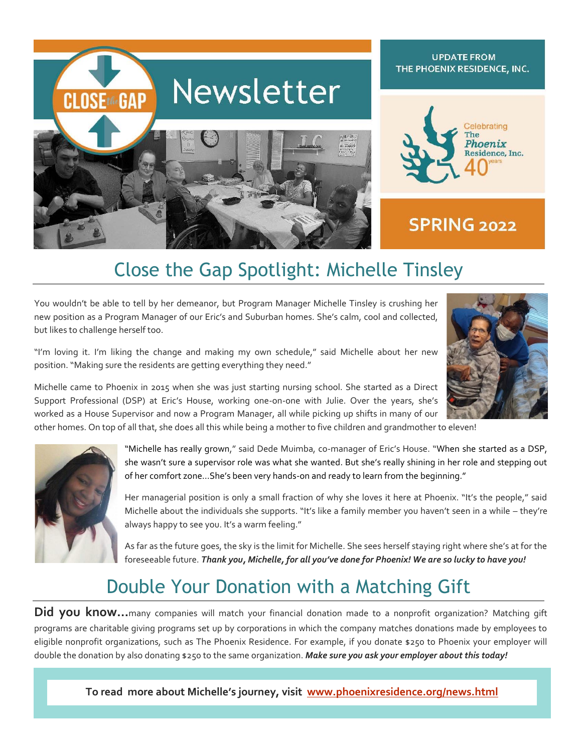# Close the Gap Newsletter

UPDATE FROM THE PHOENIX RESIDENCE, INC.

Celebrating The *Phoenix* Residence, Inc. 40 years

**SPRING 2022**

## Close the Gap Spotlight: Michelle Tinsley

You wouldn't be able to tell by her demeanor, but Program Manager Michelle Tinsley is crushing her new position as a Program Manager of our Eric's and Suburban homes. She's calm, cool and collected, but likes to challenge herself too.

"I'm loving it. I'm liking the change and making my own schedule," said Michelle about her new position. "Making sure the residents are getting everything they need."

Michelle came to Phoenix in 2015 when she was just starting nursing school. She started as a Direct Support Professional (DSP) at Eric's House, working one-on-one with Julie. Over the years, she's worked as a House Supervisor and now a Program Manager, all while picking up shifts in many of our other homes. On top of all that, she does all this while being a mother to five children and grandmother to eleven!

"Michelle has really grown," said Dede Muimba, co-manager of Eric's House. "When she started as a DSP, she wasn't sure a supervisor role was what she wanted. But she's really shining in her role and stepping out of her comfort zone...She's been very hands-on and ready to learn from the beginning."

Her managerial position is only a small fraction of why she loves it here at Phoenix. "It's the people," said Michelle about the individuals she supports. "It's like a family member you haven't seen in a while – they're always happy to see you. It's a warm feeling."

As far as the future goes, the sky is the limit for Michelle. She sees herself staying right where she's at for the foreseeable future. ***Thank you, Michelle, for all you've done for Phoenix! We are so lucky to have you!***

## Double Your Donation with a Matching Gift

**Did you know...**many companies will match your financial donation made to a nonprofit organization? Matching gift programs are charitable giving programs set up by corporations in which the company matches donations made by employees to eligible nonprofit organizations, such as The Phoenix Residence. For example, if you donate $250 to Phoenix your employer will double the donation by also donating $250 to the same organization. ***Make sure you ask your employer about this today!***

**To read more about Michelle's journey, visit [www.phoenixresidence.org/news.html](www.phoenixresidence.org/news.html)**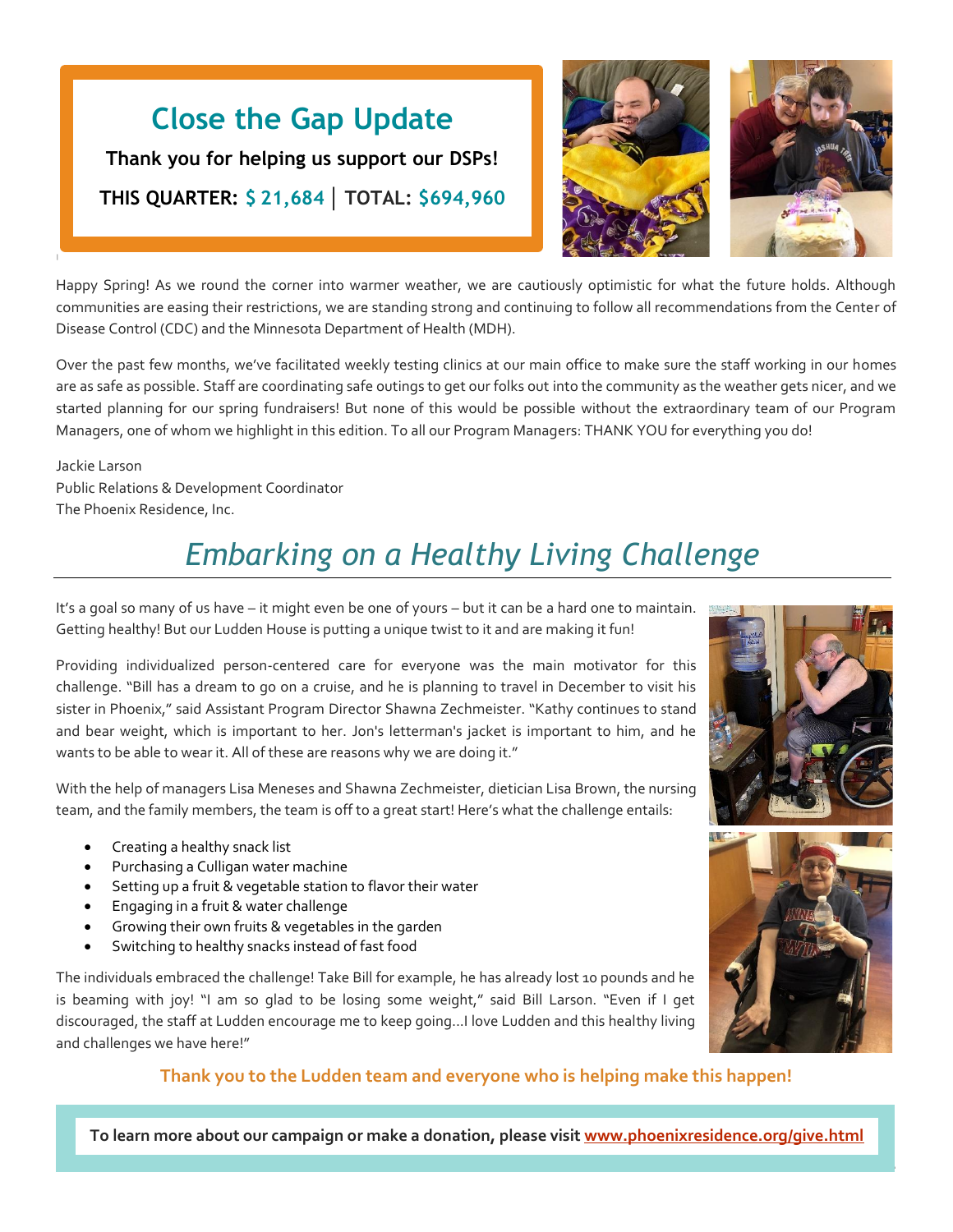## Close the Gap Update

**Thank you for helping us support our DSPs!**

**THIS QUARTER: $ 21,684 | TOTAL: $694,960**

Happy Spring! As we round the corner into warmer weather, we are cautiously optimistic for what the future holds. Although communities are easing their restrictions, we are standing strong and continuing to follow all recommendations from the Center of Disease Control (CDC) and the Minnesota Department of Health (MDH).

Over the past few months, we've facilitated weekly testing clinics at our main office to make sure the staff working in our homes are as safe as possible. Staff are coordinating safe outings to get our folks out into the community as the weather gets nicer, and we started planning for our spring fundraisers! But none of this would be possible without the extraordinary team of our Program Managers, one of whom we highlight in this edition. To all our Program Managers: THANK YOU for everything you do!

Jackie Larson
Public Relations & Development Coordinator
The Phoenix Residence, Inc.

# *Embarking on a Healthy Living Challenge*

It's a goal so many of us have – it might even be one of yours – but it can be a hard one to maintain. Getting healthy! But our Ludden House is putting a unique twist to it and are making it fun!

Providing individualized person-centered care for everyone was the main motivator for this challenge. "Bill has a dream to go on a cruise, and he is planning to travel in December to visit his sister in Phoenix," said Assistant Program Director Shawna Zechmeister. "Kathy continues to stand and bear weight, which is important to her. Jon's letterman's jacket is important to him, and he wants to be able to wear it. All of these are reasons why we are doing it."

With the help of managers Lisa Meneses and Shawna Zechmeister, dietician Lisa Brown, the nursing team, and the family members, the team is off to a great start! Here's what the challenge entails:

- Creating a healthy snack list
- Purchasing a Culligan water machine
- Setting up a fruit & vegetable station to flavor their water
- Engaging in a fruit & water challenge
- Growing their own fruits & vegetables in the garden
- Switching to healthy snacks instead of fast food

The individuals embraced the challenge! Take Bill for example, he has already lost 10 pounds and he is beaming with joy! "I am so glad to be losing some weight," said Bill Larson. "Even if I get discouraged, the staff at Ludden encourage me to keep going…I love Ludden and this healthy living and challenges we have here!"

**Thank you to the Ludden team and everyone who is helping make this happen!**

**To learn more about our campaign or make a donation, please visit www.phoenixresidence.org/give.html**